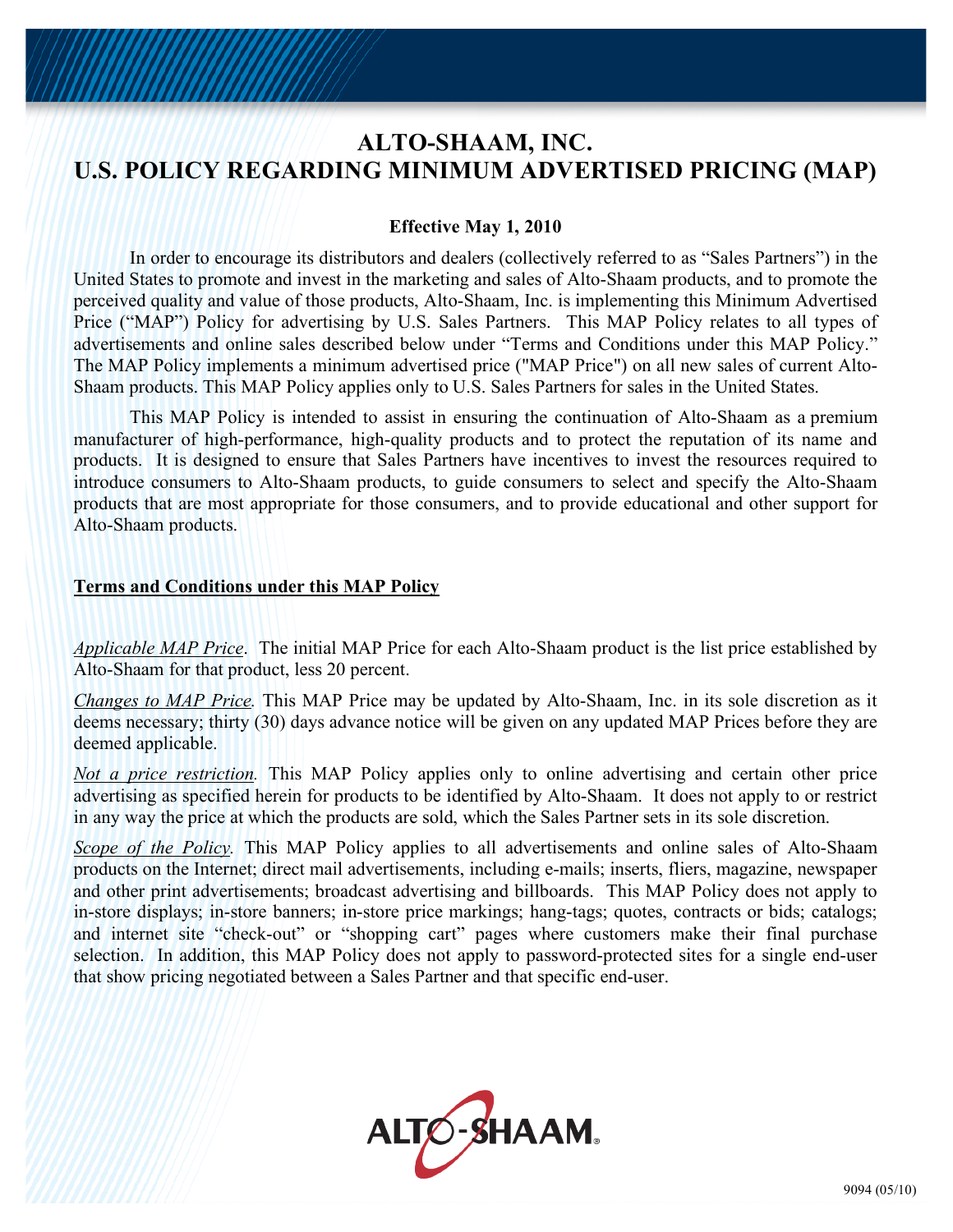# ALTO-SHAAM, INC.
# U.S. POLICY REGARDING MINIMUM ADVERTISED PRICING (MAP)

**Effective May 1, 2010**

In order to encourage its distributors and dealers (collectively referred to as "Sales Partners") in the United States to promote and invest in the marketing and sales of Alto-Shaam products, and to promote the perceived quality and value of those products, Alto-Shaam, Inc. is implementing this Minimum Advertised Price ("MAP") Policy for advertising by U.S. Sales Partners. This MAP Policy relates to all types of advertisements and online sales described below under "Terms and Conditions under this MAP Policy." The MAP Policy implements a minimum advertised price ("MAP Price") on all new sales of current Alto-Shaam products. This MAP Policy applies only to U.S. Sales Partners for sales in the United States.

This MAP Policy is intended to assist in ensuring the continuation of Alto-Shaam as a premium manufacturer of high-performance, high-quality products and to protect the reputation of its name and products. It is designed to ensure that Sales Partners have incentives to invest the resources required to introduce consumers to Alto-Shaam products, to guide consumers to select and specify the Alto-Shaam products that are most appropriate for those consumers, and to provide educational and other support for Alto-Shaam products.

## Terms and Conditions under this MAP Policy

*Applicable MAP Price*. The initial MAP Price for each Alto-Shaam product is the list price established by Alto-Shaam for that product, less 20 percent.

*Changes to MAP Price*. This MAP Price may be updated by Alto-Shaam, Inc. in its sole discretion as it deems necessary; thirty (30) days advance notice will be given on any updated MAP Prices before they are deemed applicable.

*Not a price restriction*. This MAP Policy applies only to online advertising and certain other price advertising as specified herein for products to be identified by Alto-Shaam. It does not apply to or restrict in any way the price at which the products are sold, which the Sales Partner sets in its sole discretion.

*Scope of the Policy*. This MAP Policy applies to all advertisements and online sales of Alto-Shaam products on the Internet; direct mail advertisements, including e-mails; inserts, fliers, magazine, newspaper and other print advertisements; broadcast advertising and billboards. This MAP Policy does not apply to in-store displays; in-store banners; in-store price markings; hang-tags; quotes, contracts or bids; catalogs; and internet site "check-out" or "shopping cart" pages where customers make their final purchase selection. In addition, this MAP Policy does not apply to password-protected sites for a single end-user that show pricing negotiated between a Sales Partner and that specific end-user.

ALTO-SHAAM®

9094 (05/10)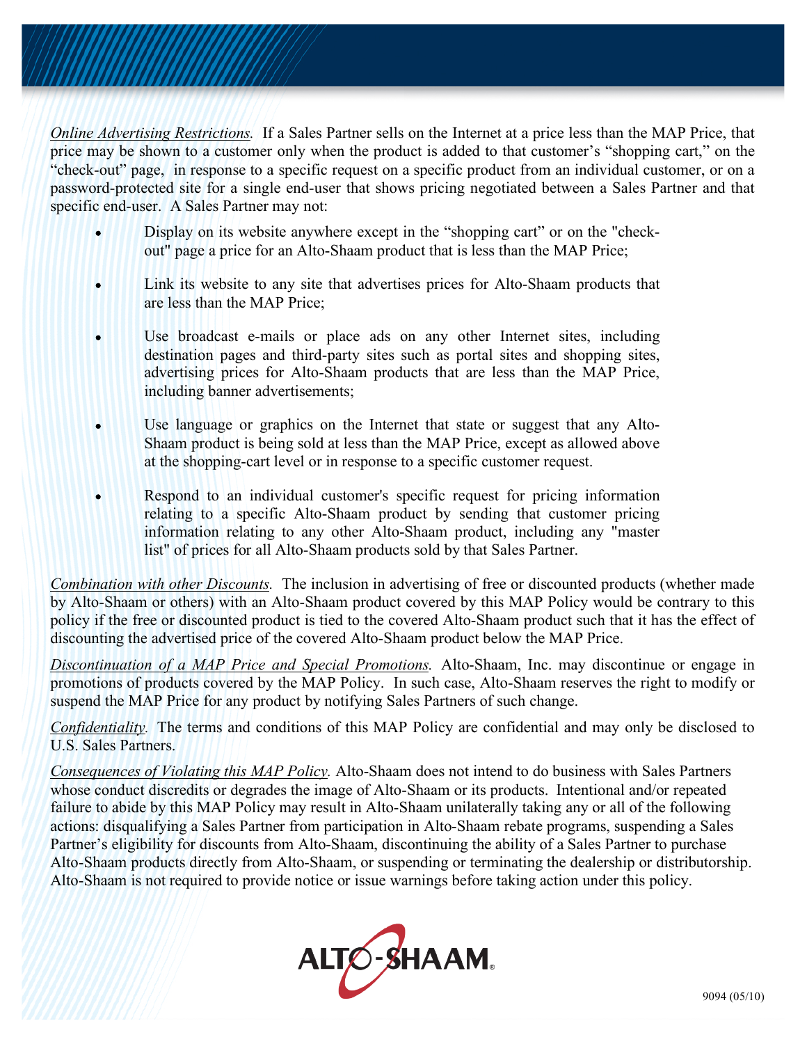*Online Advertising Restrictions.* If a Sales Partner sells on the Internet at a price less than the MAP Price, that price may be shown to a customer only when the product is added to that customer's "shopping cart," on the "check-out" page, in response to a specific request on a specific product from an individual customer, or on a password-protected site for a single end-user that shows pricing negotiated between a Sales Partner and that specific end-user. A Sales Partner may not:

- Display on its website anywhere except in the "shopping cart" or on the "check-out" page a price for an Alto-Shaam product that is less than the MAP Price;
- Link its website to any site that advertises prices for Alto-Shaam products that are less than the MAP Price;
- Use broadcast e-mails or place ads on any other Internet sites, including destination pages and third-party sites such as portal sites and shopping sites, advertising prices for Alto-Shaam products that are less than the MAP Price, including banner advertisements;
- Use language or graphics on the Internet that state or suggest that any Alto-Shaam product is being sold at less than the MAP Price, except as allowed above at the shopping-cart level or in response to a specific customer request.
- Respond to an individual customer's specific request for pricing information relating to a specific Alto-Shaam product by sending that customer pricing information relating to any other Alto-Shaam product, including any "master list" of prices for all Alto-Shaam products sold by that Sales Partner.

*Combination with other Discounts.* The inclusion in advertising of free or discounted products (whether made by Alto-Shaam or others) with an Alto-Shaam product covered by this MAP Policy would be contrary to this policy if the free or discounted product is tied to the covered Alto-Shaam product such that it has the effect of discounting the advertised price of the covered Alto-Shaam product below the MAP Price.

*Discontinuation of a MAP Price and Special Promotions.* Alto-Shaam, Inc. may discontinue or engage in promotions of products covered by the MAP Policy. In such case, Alto-Shaam reserves the right to modify or suspend the MAP Price for any product by notifying Sales Partners of such change.

*Confidentiality.* The terms and conditions of this MAP Policy are confidential and may only be disclosed to U.S. Sales Partners.

*Consequences of Violating this MAP Policy.* Alto-Shaam does not intend to do business with Sales Partners whose conduct discredits or degrades the image of Alto-Shaam or its products. Intentional and/or repeated failure to abide by this MAP Policy may result in Alto-Shaam unilaterally taking any or all of the following actions: disqualifying a Sales Partner from participation in Alto-Shaam rebate programs, suspending a Sales Partner's eligibility for discounts from Alto-Shaam, discontinuing the ability of a Sales Partner to purchase Alto-Shaam products directly from Alto-Shaam, or suspending or terminating the dealership or distributorship. Alto-Shaam is not required to provide notice or issue warnings before taking action under this policy.

ALTO-SHAAM®

9094 (05/10)